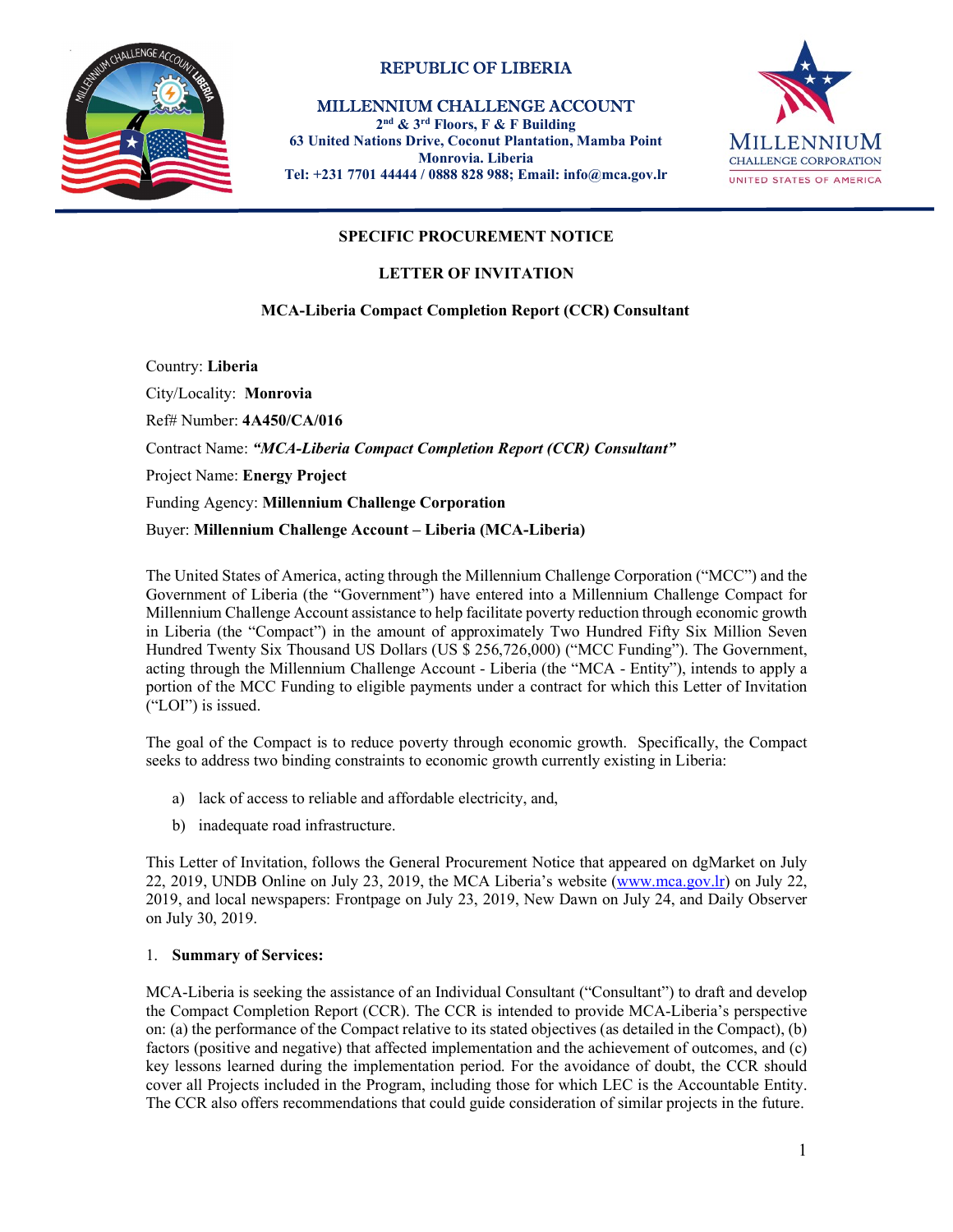REPUBLIC OF LIBERIA

MILLENNIUM CHALLENGE ACCOUNT
2nd & 3rd Floors, F & F Building
63 United Nations Drive, Coconut Plantation, Mamba Point
Monrovia. Liberia
Tel: +231 7701 44444 / 0888 828 988; Email: info@mca.gov.lr

MILLENNIUM CHALLENGE CORPORATION
UNITED STATES OF AMERICA

## SPECIFIC PROCUREMENT NOTICE

## LETTER OF INVITATION

## MCA-Liberia Compact Completion Report (CCR) Consultant

Country: **Liberia**

City/Locality: **Monrovia**

Ref# Number: **4A450/CA/016**

Contract Name: ***"MCA-Liberia Compact Completion Report (CCR) Consultant"***

Project Name: **Energy Project**

Funding Agency: **Millennium Challenge Corporation**

Buyer: **Millennium Challenge Account – Liberia (MCA-Liberia)**

The United States of America, acting through the Millennium Challenge Corporation ("MCC") and the Government of Liberia (the "Government") have entered into a Millennium Challenge Compact for Millennium Challenge Account assistance to help facilitate poverty reduction through economic growth in Liberia (the "Compact") in the amount of approximately Two Hundred Fifty Six Million Seven Hundred Twenty Six Thousand US Dollars (US $ 256,726,000) ("MCC Funding"). The Government, acting through the Millennium Challenge Account - Liberia (the "MCA - Entity"), intends to apply a portion of the MCC Funding to eligible payments under a contract for which this Letter of Invitation ("LOI") is issued.

The goal of the Compact is to reduce poverty through economic growth. Specifically, the Compact seeks to address two binding constraints to economic growth currently existing in Liberia:

a) lack of access to reliable and affordable electricity, and,

b) inadequate road infrastructure.

This Letter of Invitation, follows the General Procurement Notice that appeared on dgMarket on July 22, 2019, UNDB Online on July 23, 2019, the MCA Liberia's website (www.mca.gov.lr) on July 22, 2019, and local newspapers: Frontpage on July 23, 2019, New Dawn on July 24, and Daily Observer on July 30, 2019.

1. **Summary of Services:**

MCA-Liberia is seeking the assistance of an Individual Consultant ("Consultant") to draft and develop the Compact Completion Report (CCR). The CCR is intended to provide MCA-Liberia's perspective on: (a) the performance of the Compact relative to its stated objectives (as detailed in the Compact), (b) factors (positive and negative) that affected implementation and the achievement of outcomes, and (c) key lessons learned during the implementation period. For the avoidance of doubt, the CCR should cover all Projects included in the Program, including those for which LEC is the Accountable Entity. The CCR also offers recommendations that could guide consideration of similar projects in the future.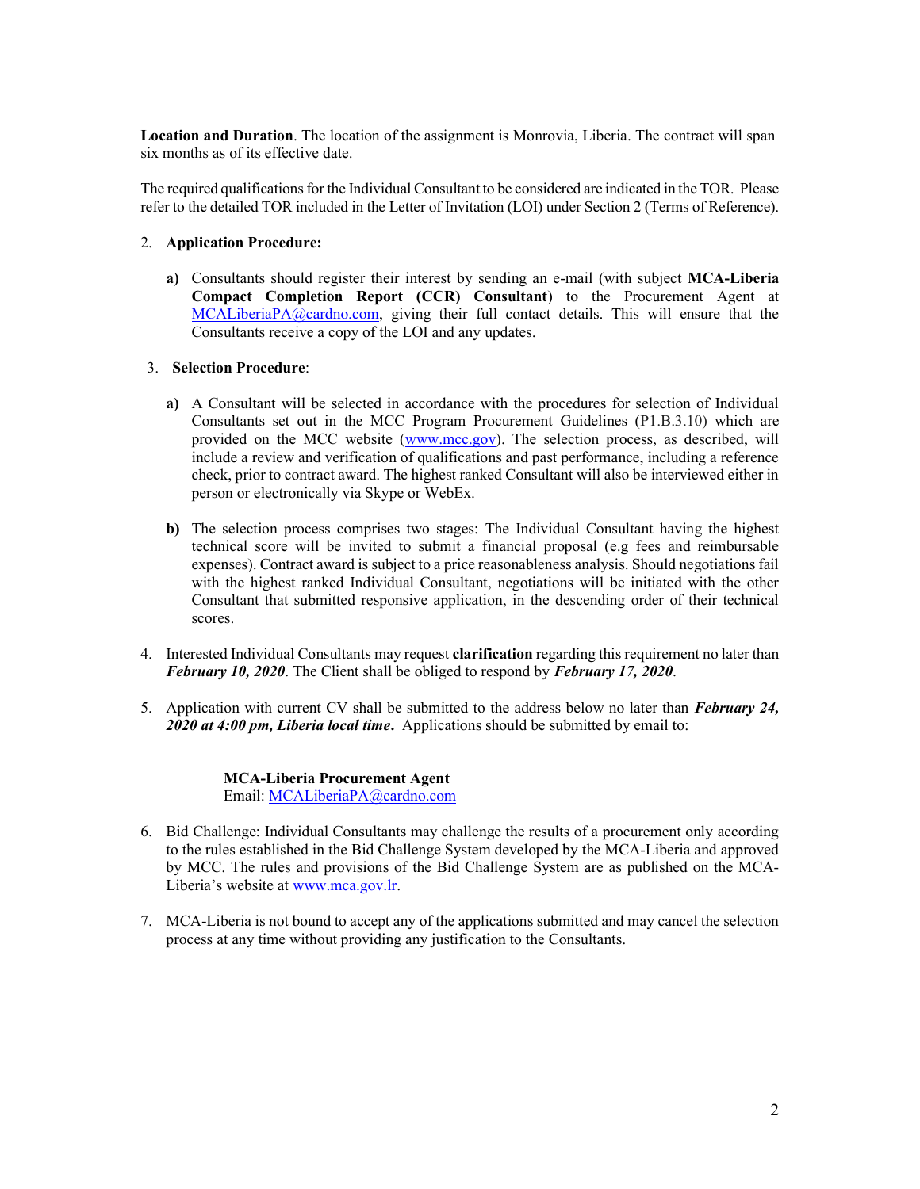**Location and Duration**. The location of the assignment is Monrovia, Liberia. The contract will span six months as of its effective date.

The required qualifications for the Individual Consultant to be considered are indicated in the TOR. Please refer to the detailed TOR included in the Letter of Invitation (LOI) under Section 2 (Terms of Reference).

2. **Application Procedure:**

   **a)** Consultants should register their interest by sending an e-mail (with subject **MCA-Liberia Compact Completion Report (CCR) Consultant**) to the Procurement Agent at MCALiberiaPA@cardno.com, giving their full contact details. This will ensure that the Consultants receive a copy of the LOI and any updates.

3. **Selection Procedure**:

   **a)** A Consultant will be selected in accordance with the procedures for selection of Individual Consultants set out in the MCC Program Procurement Guidelines (P1.B.3.10) which are provided on the MCC website (www.mcc.gov). The selection process, as described, will include a review and verification of qualifications and past performance, including a reference check, prior to contract award. The highest ranked Consultant will also be interviewed either in person or electronically via Skype or WebEx.

   **b)** The selection process comprises two stages: The Individual Consultant having the highest technical score will be invited to submit a financial proposal (e.g fees and reimbursable expenses). Contract award is subject to a price reasonableness analysis. Should negotiations fail with the highest ranked Individual Consultant, negotiations will be initiated with the other Consultant that submitted responsive application, in the descending order of their technical scores.

4. Interested Individual Consultants may request **clarification** regarding this requirement no later than ***February 10, 2020***. The Client shall be obliged to respond by ***February 17, 2020***.

5. Application with current CV shall be submitted to the address below no later than ***February 24, 2020 at 4:00 pm, Liberia local time***. Applications should be submitted by email to:

   **MCA-Liberia Procurement Agent**
   Email: MCALiberiaPA@cardno.com

6. Bid Challenge: Individual Consultants may challenge the results of a procurement only according to the rules established in the Bid Challenge System developed by the MCA-Liberia and approved by MCC. The rules and provisions of the Bid Challenge System are as published on the MCA-Liberia's website at www.mca.gov.lr.

7. MCA-Liberia is not bound to accept any of the applications submitted and may cancel the selection process at any time without providing any justification to the Consultants.